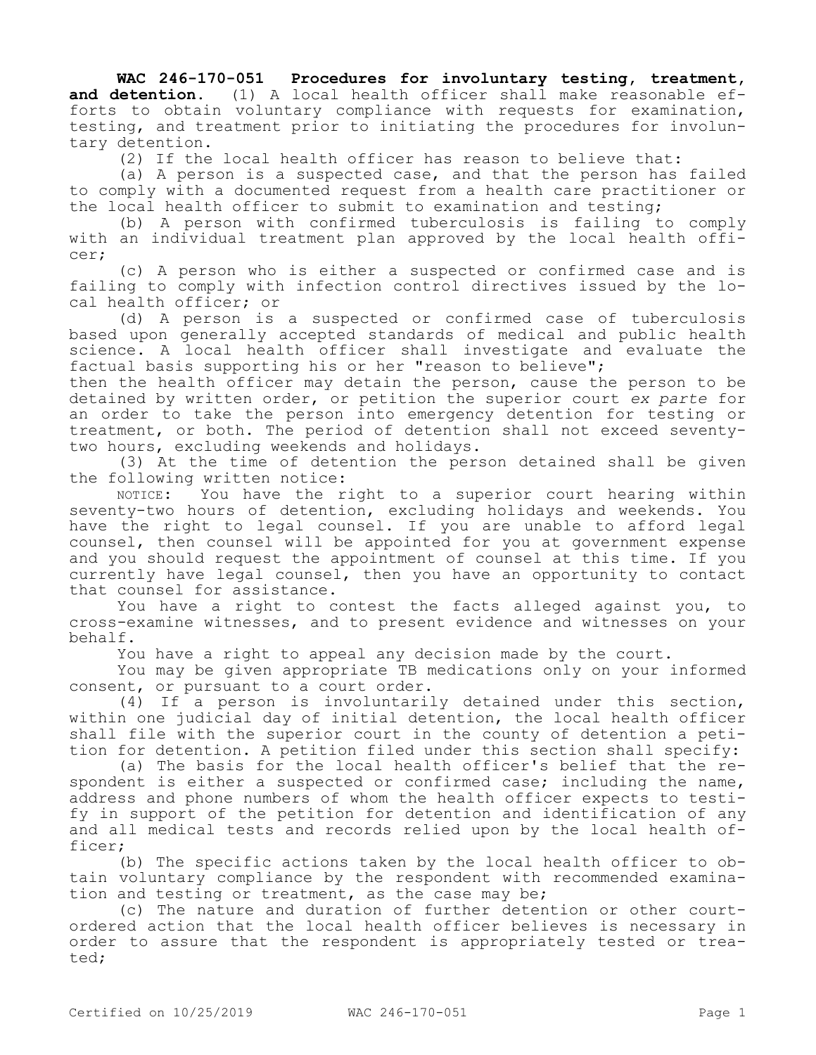**WAC 246-170-051 Procedures for involuntary testing, treatment, and detention.** (1) A local health officer shall make reasonable efforts to obtain voluntary compliance with requests for examination, testing, and treatment prior to initiating the procedures for involuntary detention.

(2) If the local health officer has reason to believe that:

(a) A person is a suspected case, and that the person has failed to comply with a documented request from a health care practitioner or the local health officer to submit to examination and testing;

(b) A person with confirmed tuberculosis is failing to comply with an individual treatment plan approved by the local health officer;

(c) A person who is either a suspected or confirmed case and is failing to comply with infection control directives issued by the local health officer; or

(d) A person is a suspected or confirmed case of tuberculosis based upon generally accepted standards of medical and public health science. A local health officer shall investigate and evaluate the factual basis supporting his or her "reason to believe";

then the health officer may detain the person, cause the person to be detained by written order, or petition the superior court *ex parte* for an order to take the person into emergency detention for testing or treatment, or both. The period of detention shall not exceed seventy-two hours, excluding weekends and holidays.

(3) At the time of detention the person detained shall be given the following written notice:

NOTICE: You have the right to a superior court hearing within seventy-two hours of detention, excluding holidays and weekends. You have the right to legal counsel. If you are unable to afford legal counsel, then counsel will be appointed for you at government expense and you should request the appointment of counsel at this time. If you currently have legal counsel, then you have an opportunity to contact that counsel for assistance.

You have a right to contest the facts alleged against you, to cross-examine witnesses, and to present evidence and witnesses on your behalf.

You have a right to appeal any decision made by the court.

You may be given appropriate TB medications only on your informed consent, or pursuant to a court order.

(4) If a person is involuntarily detained under this section, within one judicial day of initial detention, the local health officer shall file with the superior court in the county of detention a petition for detention. A petition filed under this section shall specify:

(a) The basis for the local health officer's belief that the respondent is either a suspected or confirmed case; including the name, address and phone numbers of whom the health officer expects to testify in support of the petition for detention and identification of any and all medical tests and records relied upon by the local health officer;

(b) The specific actions taken by the local health officer to obtain voluntary compliance by the respondent with recommended examination and testing or treatment, as the case may be;

(c) The nature and duration of further detention or other court-ordered action that the local health officer believes is necessary in order to assure that the respondent is appropriately tested or treated;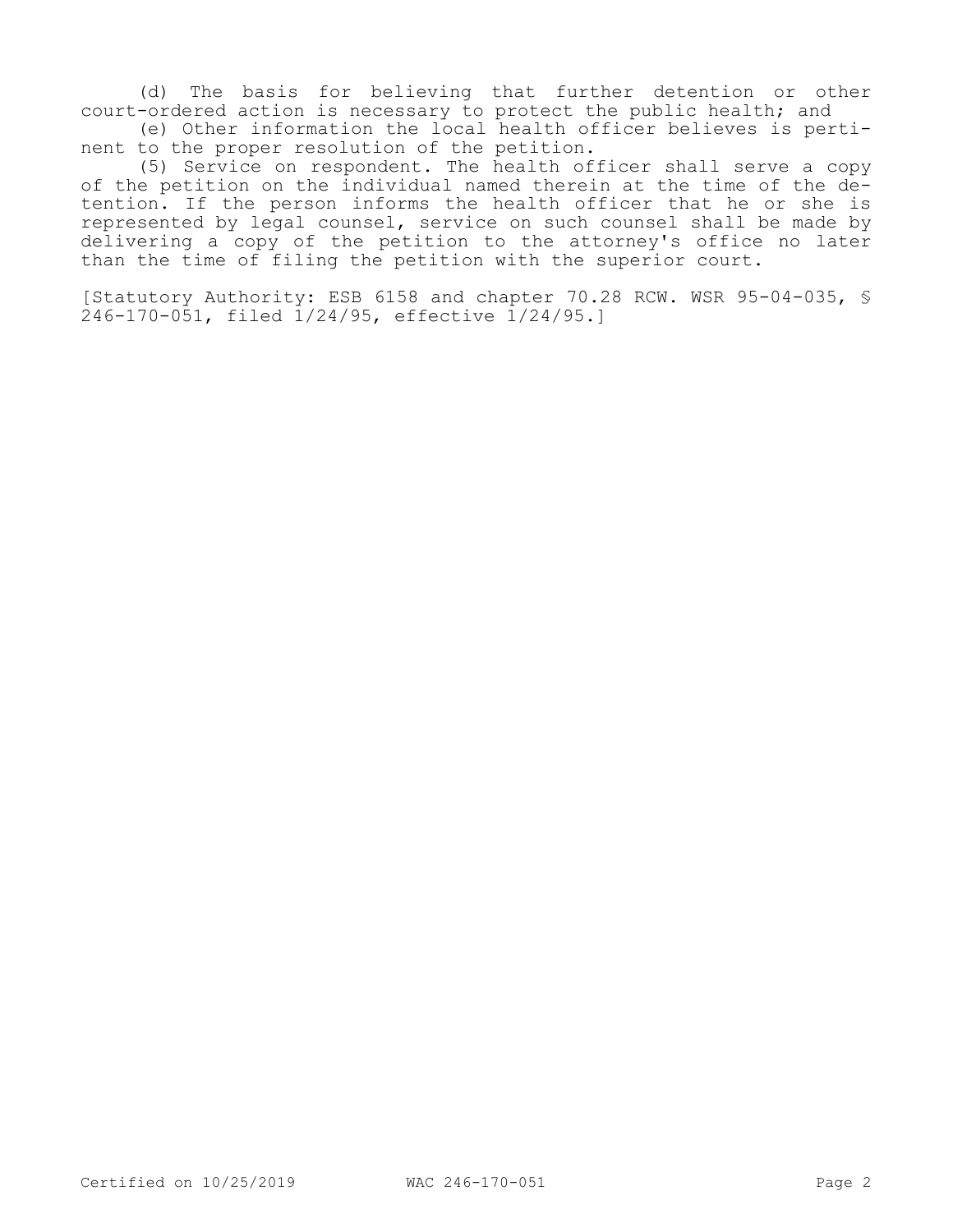(d) The basis for believing that further detention or other court-ordered action is necessary to protect the public health; and

(e) Other information the local health officer believes is pertinent to the proper resolution of the petition.

(5) Service on respondent. The health officer shall serve a copy of the petition on the individual named therein at the time of the detention. If the person informs the health officer that he or she is represented by legal counsel, service on such counsel shall be made by delivering a copy of the petition to the attorney's office no later than the time of filing the petition with the superior court.

[Statutory Authority: ESB 6158 and chapter 70.28 RCW. WSR 95-04-035, § 246-170-051, filed 1/24/95, effective 1/24/95.]